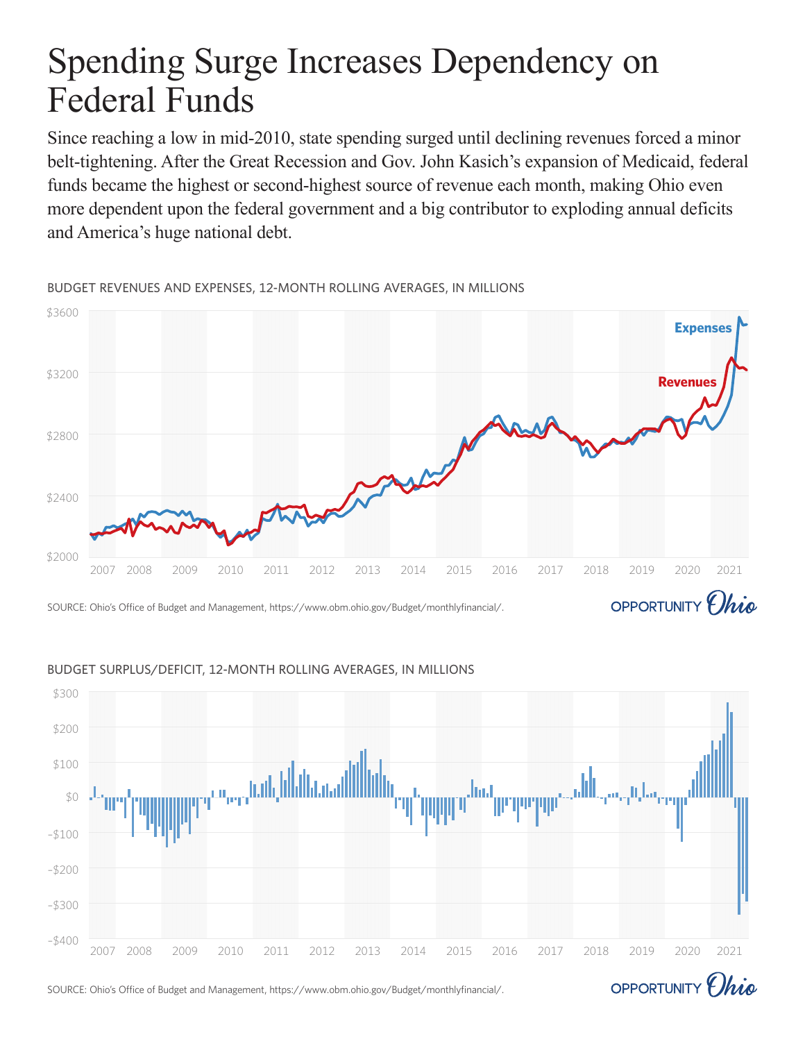# Spending Surge Increases Dependency on Federal Funds

Since reaching a low in mid-2010, state spending surged until declining revenues forced a minor belt-tightening. After the Great Recession and Gov. John Kasich's expansion of Medicaid, federal funds became the highest or second-highest source of revenue each month, making Ohio even more dependent upon the federal government and a big contributor to exploding annual deficits and America's huge national debt.

BUDGET REVENUES AND EXPENSES, 12-MONTH ROLLING AVERAGES, IN MILLIONS

SOURCE: Ohio's Office of Budget and Management, https://www.obm.ohio.gov/Budget/monthlyfinancial/.

BUDGET SURPLUS/DEFICIT, 12-MONTH ROLLING AVERAGES, IN MILLIONS

SOURCE: Ohio's Office of Budget and Management, https://www.obm.ohio.gov/Budget/monthlyfinancial/.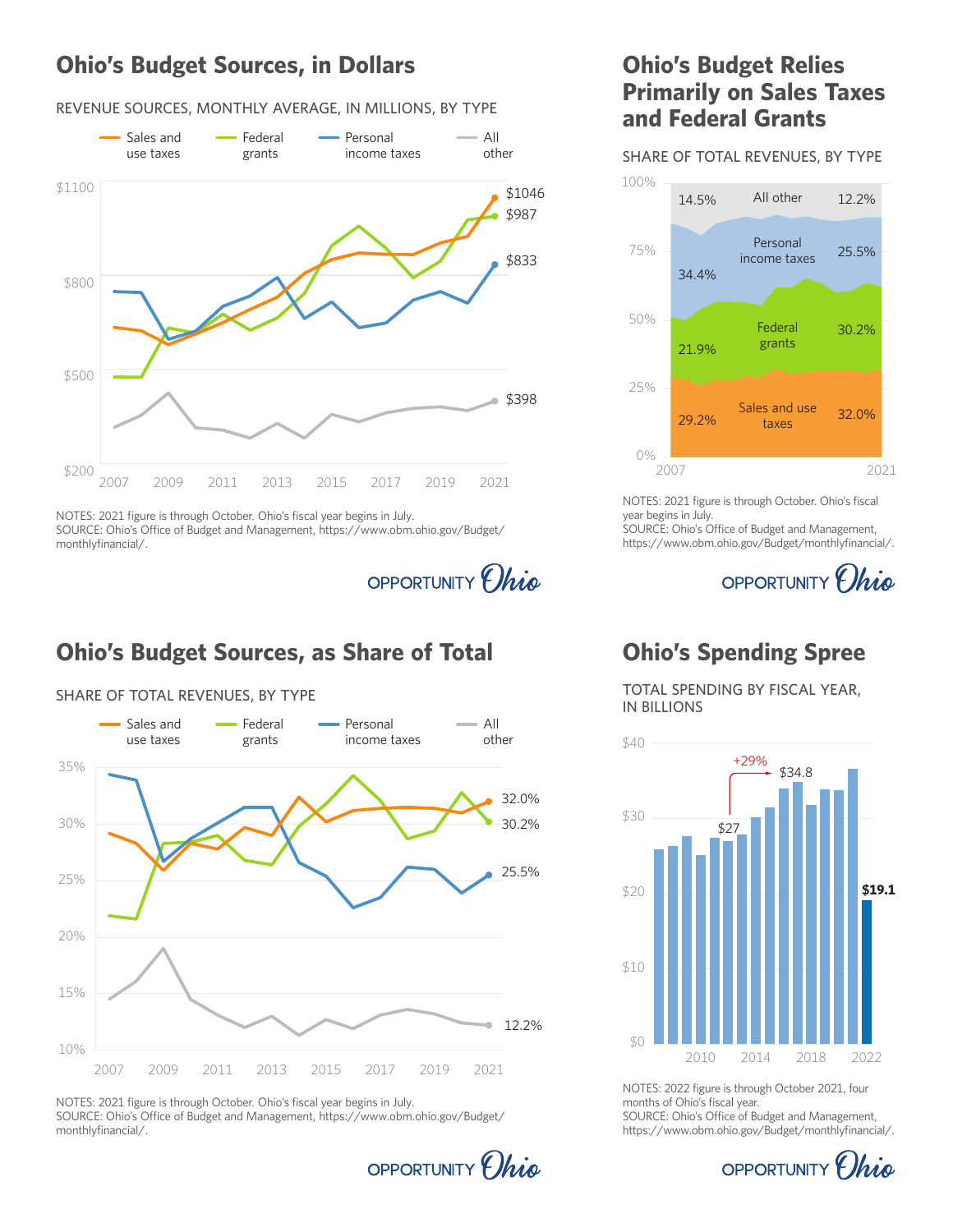## Ohio's Budget Sources, in Dollars

REVENUE SOURCES, MONTHLY AVERAGE, IN MILLIONS, BY TYPE

Sales and use taxes
Federal grants
Personal income taxes
All other

$1100
$800
$500
$200

2007 2009 2011 2013 2015 2017 2019 2021

$1046
$987
$833
$398

NOTES: 2021 figure is through October. Ohio's fiscal year begins in July.
SOURCE: Ohio's Office of Budget and Management, https://www.obm.ohio.gov/Budget/monthlyfinancial/.

OPPORTUNITY Ohio

## Ohio's Budget Relies Primarily on Sales Taxes and Federal Grants

SHARE OF TOTAL REVENUES, BY TYPE

100%
75%
50%
25%
0%

2007 2021

All other
14.5%
12.2%

Personal income taxes
34.4%
25.5%

Federal grants
21.9%
30.2%

Sales and use taxes
29.2%
32.0%

NOTES: 2021 figure is through October. Ohio's fiscal year begins in July.
SOURCE: Ohio's Office of Budget and Management, https://www.obm.ohio.gov/Budget/monthlyfinancial/.

OPPORTUNITY Ohio

## Ohio's Budget Sources, as Share of Total

SHARE OF TOTAL REVENUES, BY TYPE

Sales and use taxes
Federal grants
Personal income taxes
All other

35%
30%
25%
20%
15%
10%

2007 2009 2011 2013 2015 2017 2019 2021

32.0%
30.2%
25.5%
12.2%

NOTES: 2021 figure is through October. Ohio's fiscal year begins in July.
SOURCE: Ohio's Office of Budget and Management, https://www.obm.ohio.gov/Budget/monthlyfinancial/.

OPPORTUNITY Ohio

## Ohio's Spending Spree

TOTAL SPENDING BY FISCAL YEAR, IN BILLIONS

$40
$30
$20
$10
$0

2010 2014 2018 2022

+29%
$27
$34.8
**$19.1**

NOTES: 2022 figure is through October 2021, four months of Ohio's fiscal year.
SOURCE: Ohio's Office of Budget and Management, https://www.obm.ohio.gov/Budget/monthlyfinancial/.

OPPORTUNITY Ohio